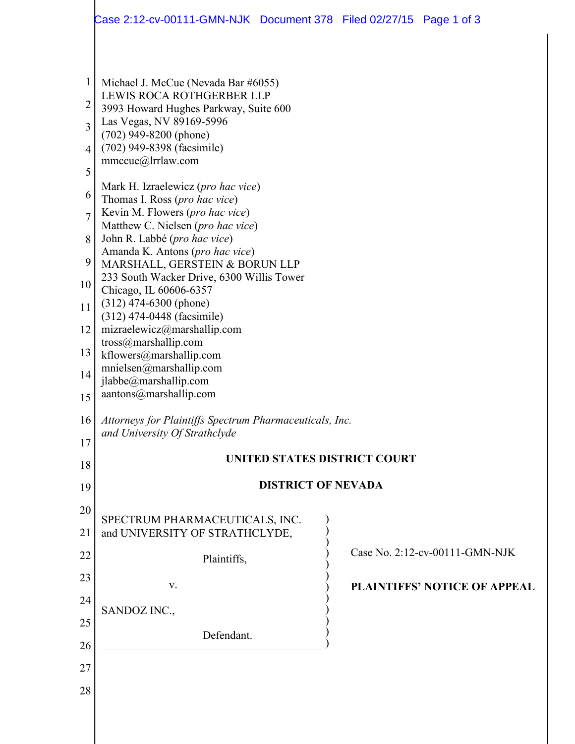Michael J. McCue (Nevada Bar #6055)
LEWIS ROCA ROTHGERBER LLP
3993 Howard Hughes Parkway, Suite 600
Las Vegas, NV 89169-5996
(702) 949-8200 (phone)
(702) 949-8398 (facsimile)
mmccue@lrrlaw.com

Mark H. Izraelewicz (*pro hac vice*)
Thomas I. Ross (*pro hac vice*)
Kevin M. Flowers (*pro hac vice*)
Matthew C. Nielsen (*pro hac vice*)
John R. Labbé (*pro hac vice*)
Amanda K. Antons (*pro hac vice*)
MARSHALL, GERSTEIN & BORUN LLP
233 South Wacker Drive, 6300 Willis Tower
Chicago, IL 60606-6357
(312) 474-6300 (phone)
(312) 474-0448 (facsimile)
mizraelewicz@marshallip.com
tross@marshallip.com
kflowers@marshallip.com
mnielsen@marshallip.com
jlabbe@marshallip.com
aantons@marshallip.com

*Attorneys for Plaintiffs Spectrum Pharmaceuticals, Inc. and University Of Strathclyde*

**UNITED STATES DISTRICT COURT**

**DISTRICT OF NEVADA**

SPECTRUM PHARMACEUTICALS, INC. and UNIVERSITY OF STRATHCLYDE,

Plaintiffs,

v.

SANDOZ INC.,

Defendant.

Case No. 2:12-cv-00111-GMN-NJK

**PLAINTIFFS' NOTICE OF APPEAL**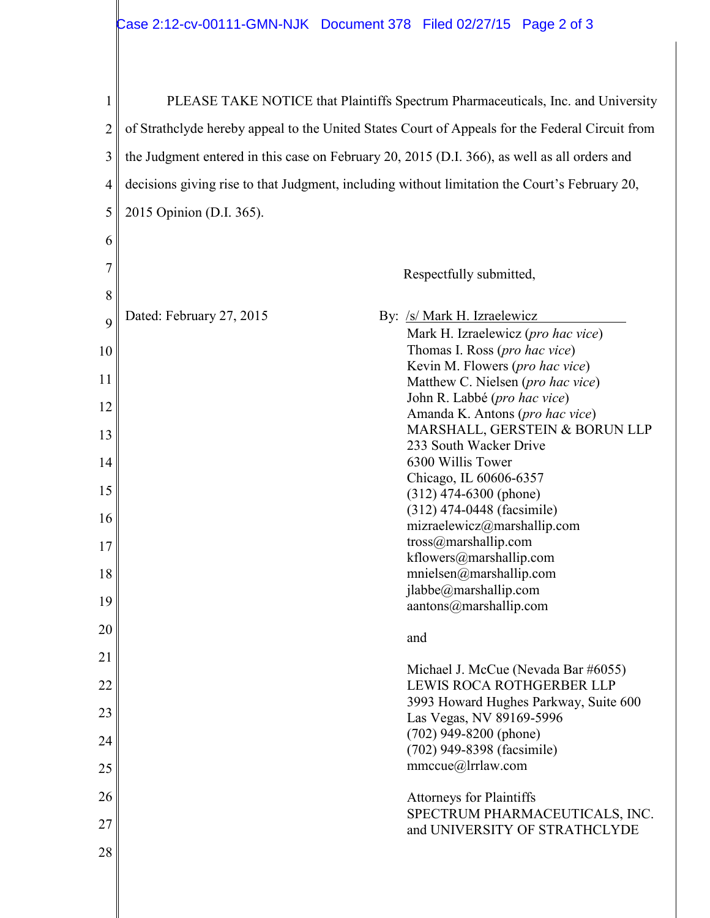PLEASE TAKE NOTICE that Plaintiffs Spectrum Pharmaceuticals, Inc. and University of Strathclyde hereby appeal to the United States Court of Appeals for the Federal Circuit from the Judgment entered in this case on February 20, 2015 (D.I. 366), as well as all orders and decisions giving rise to that Judgment, including without limitation the Court's February 20, 2015 Opinion (D.I. 365).

Respectfully submitted,

Dated: February 27, 2015

By: /s/ Mark H. Izraelewicz

Mark H. Izraelewicz (*pro hac vice*)
Thomas I. Ross (*pro hac vice*)
Kevin M. Flowers (*pro hac vice*)
Matthew C. Nielsen (*pro hac vice*)
John R. Labbé (*pro hac vice*)
Amanda K. Antons (*pro hac vice*)
MARSHALL, GERSTEIN & BORUN LLP
233 South Wacker Drive
6300 Willis Tower
Chicago, IL 60606-6357
(312) 474-6300 (phone)
(312) 474-0448 (facsimile)
mizraelewicz@marshallip.com
tross@marshallip.com
kflowers@marshallip.com
mnielsen@marshallip.com
jlabbe@marshallip.com
aantons@marshallip.com

and

Michael J. McCue (Nevada Bar #6055)
LEWIS ROCA ROTHGERBER LLP
3993 Howard Hughes Parkway, Suite 600
Las Vegas, NV 89169-5996
(702) 949-8200 (phone)
(702) 949-8398 (facsimile)
mmccue@lrrlaw.com

Attorneys for Plaintiffs
SPECTRUM PHARMACEUTICALS, INC.
and UNIVERSITY OF STRATHCLYDE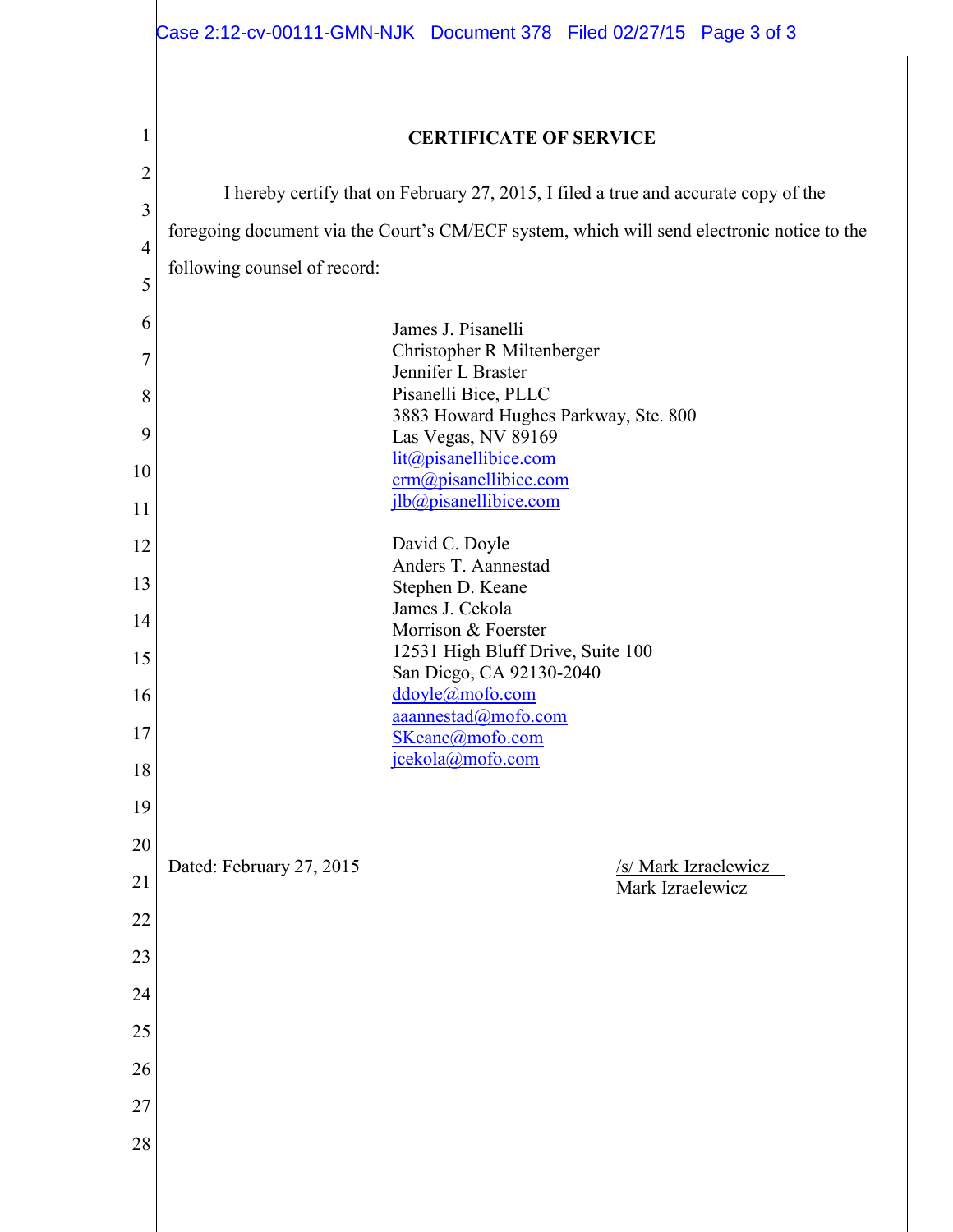## CERTIFICATE OF SERVICE

I hereby certify that on February 27, 2015, I filed a true and accurate copy of the foregoing document via the Court's CM/ECF system, which will send electronic notice to the following counsel of record:

James J. Pisanelli
Christopher R Miltenberger
Jennifer L Braster
Pisanelli Bice, PLLC
3883 Howard Hughes Parkway, Ste. 800
Las Vegas, NV 89169
lit@pisanellibice.com
crm@pisanellibice.com
jlb@pisanellibice.com

David C. Doyle
Anders T. Aannestad
Stephen D. Keane
James J. Cekola
Morrison & Foerster
12531 High Bluff Drive, Suite 100
San Diego, CA 92130-2040
ddoyle@mofo.com
aaannestad@mofo.com
SKeane@mofo.com
jcekola@mofo.com

Dated: February 27, 2015

/s/ Mark Izraelewicz
Mark Izraelewicz